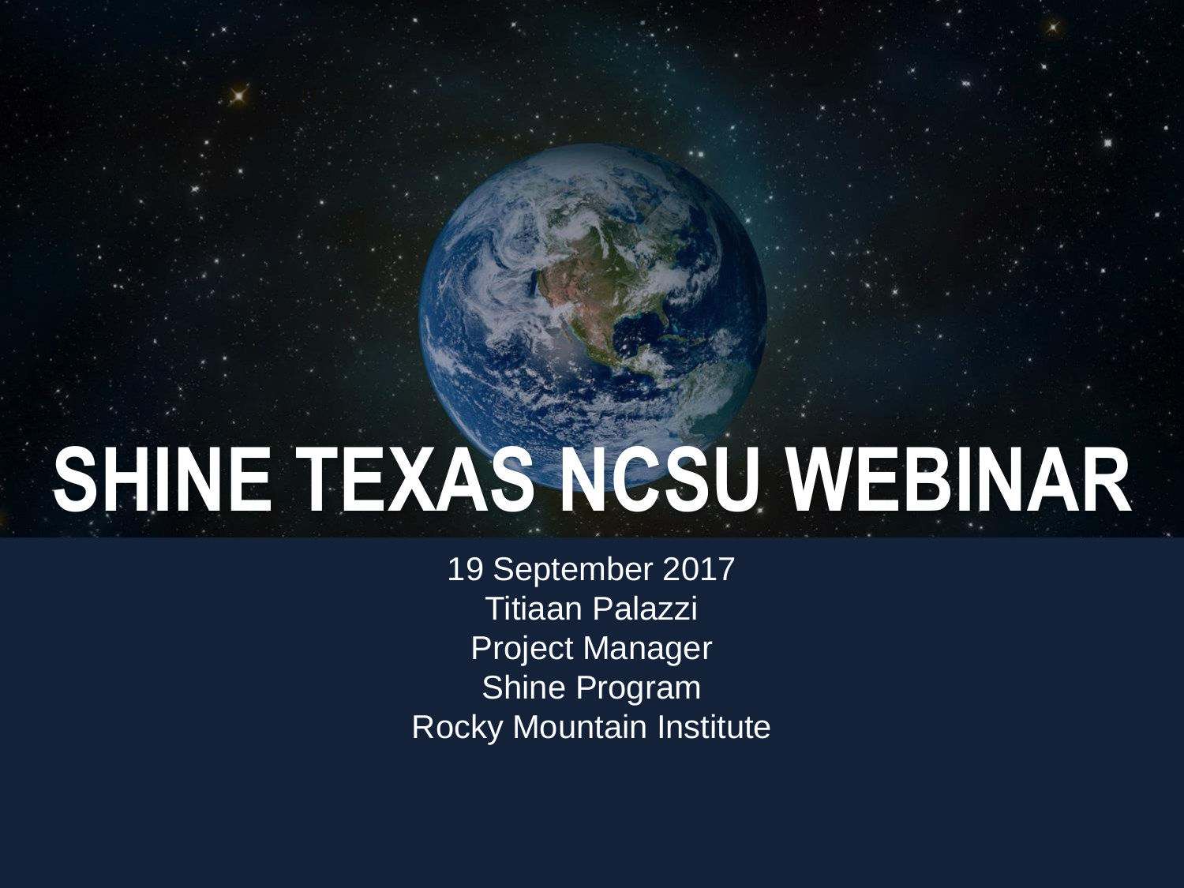# SHINE TEXAS NCSU WEBINAR

19 September 2017

Titiaan Palazzi

Project Manager

Shine Program

Rocky Mountain Institute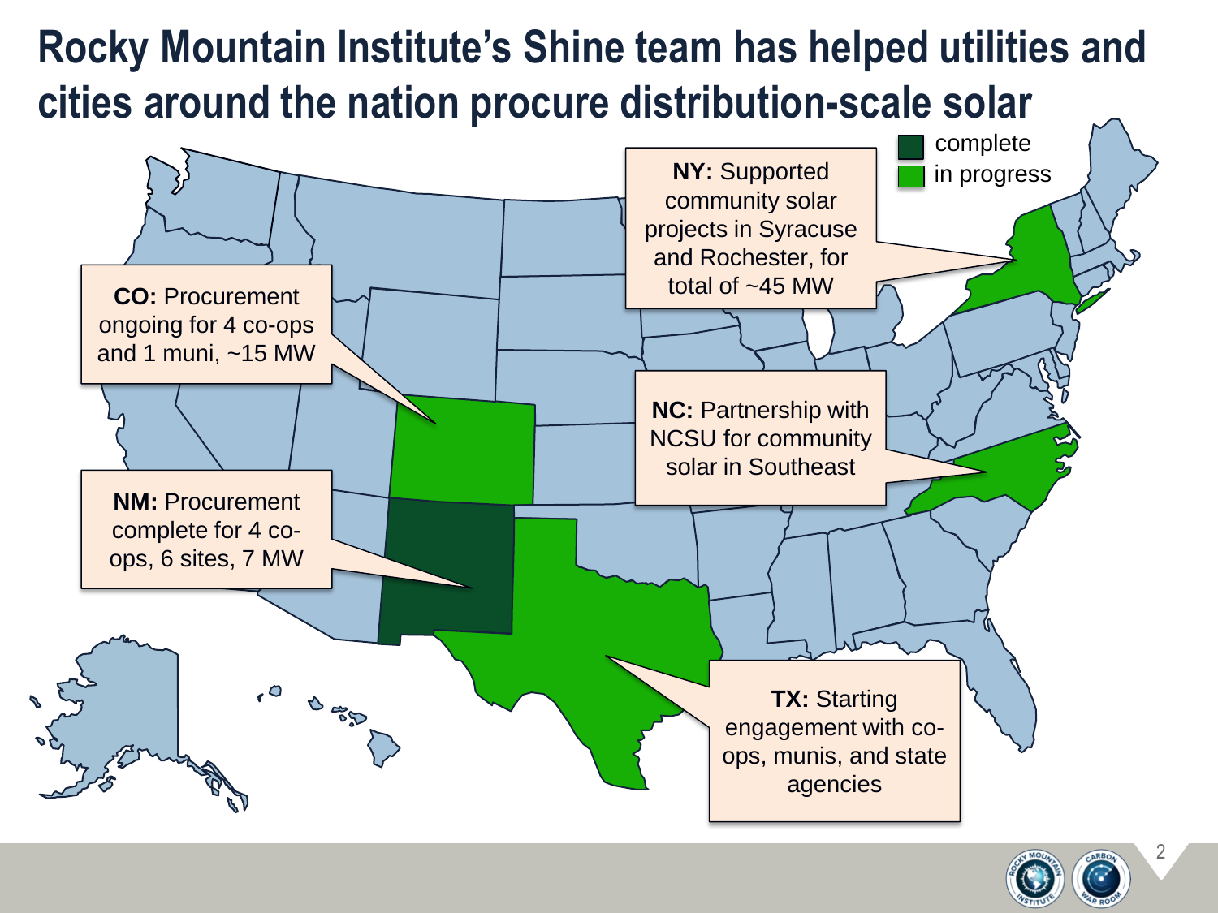# Rocky Mountain Institute's Shine team has helped utilities and cities around the nation procure distribution-scale solar

- complete
- in progress

**NY:** Supported community solar projects in Syracuse and Rochester, for total of ~45 MW

**CO:** Procurement ongoing for 4 co-ops and 1 muni, ~15 MW

**NC:** Partnership with NCSU for community solar in Southeast

**NM:** Procurement complete for 4 co-ops, 6 sites, 7 MW

**TX:** Starting engagement with co-ops, munis, and state agencies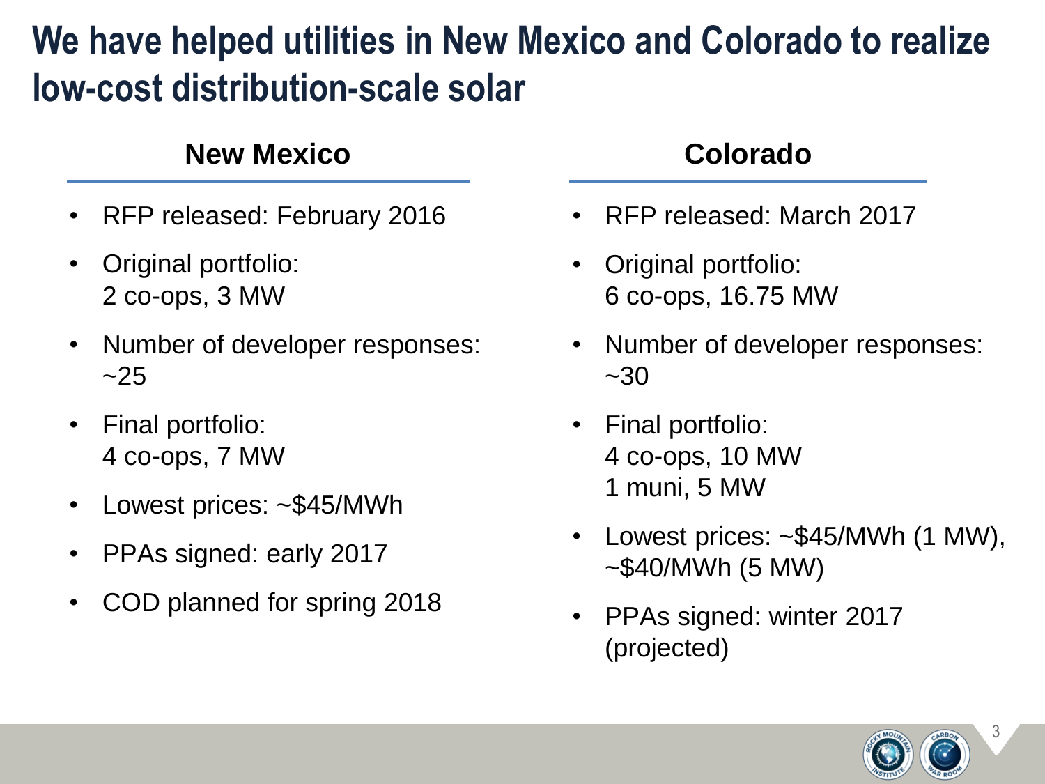# We have helped utilities in New Mexico and Colorado to realize low-cost distribution-scale solar

## New Mexico

- RFP released: February 2016
- Original portfolio:
  2 co-ops, 3 MW
- Number of developer responses:
  ~25
- Final portfolio:
  4 co-ops, 7 MW
- Lowest prices: ~$45/MWh
- PPAs signed: early 2017
- COD planned for spring 2018

## Colorado

- RFP released: March 2017
- Original portfolio:
  6 co-ops, 16.75 MW
- Number of developer responses:
  ~30
- Final portfolio:
  4 co-ops, 10 MW
  1 muni, 5 MW
- Lowest prices: ~$45/MWh (1 MW),
  ~$40/MWh (5 MW)
- PPAs signed: winter 2017
  (projected)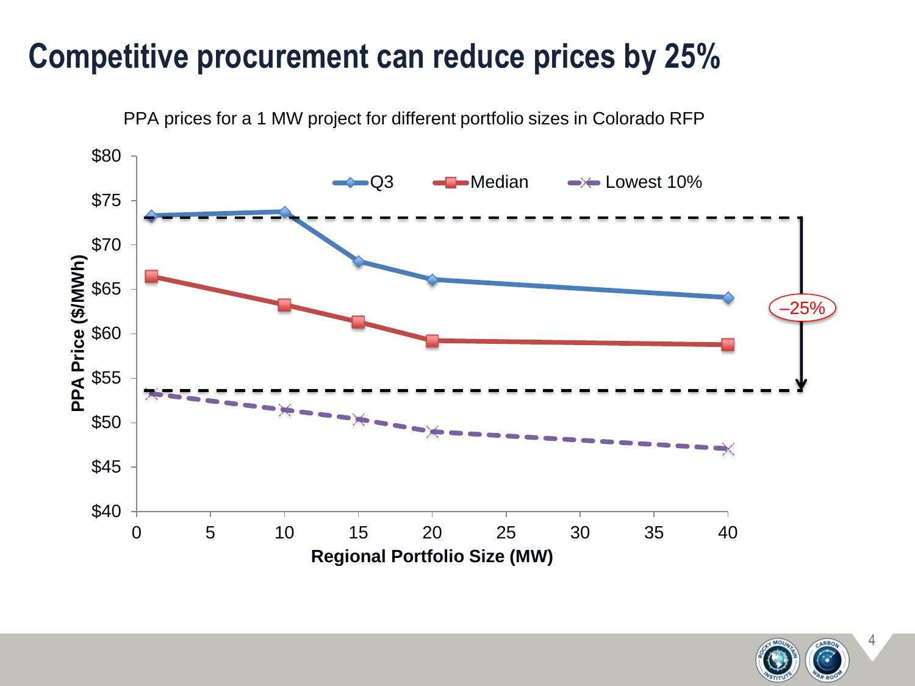# Competitive procurement can reduce prices by 25%

PPA prices for a 1 MW project for different portfolio sizes in Colorado RFP

| Regional Portfolio Size (MW) | Q3 | Median | Lowest 10% |
|---|---|---|---|
| 1 | ~$73.3 | ~$66.5 | ~$53.3 |
| 10 | ~$73.7 | ~$63.3 | ~$51.5 |
| 15 | ~$68.1 | ~$61.4 | ~$50.4 |
| 20 | ~$66.1 | ~$59.2 | ~$49.0 |
| 40 | ~$64.1 | ~$58.8 | ~$47.1 |

PPA Price ($/MWh)

–25%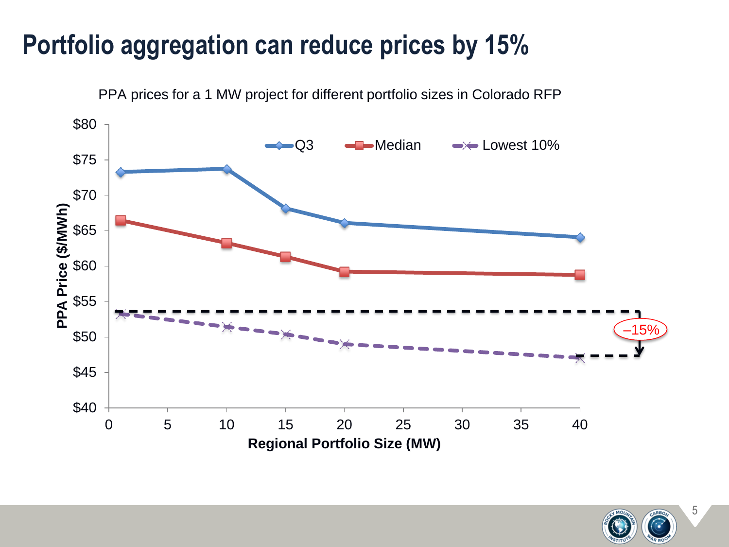# Portfolio aggregation can reduce prices by 15%

PPA prices for a 1 MW project for different portfolio sizes in Colorado RFP

| Regional Portfolio Size (MW) | Q3 | Median | Lowest 10% |
| --- | --- | --- | --- |
| 1 | $73.3 | $66.4 | $53.3 |
| 10 | $73.7 | $63.2 | $51.4 |
| 15 | $68.1 | $61.3 | $50.3 |
| 20 | $66.0 | $59.2 | $48.9 |
| 40 | $64.0 | $58.8 | $47.0 |

–15%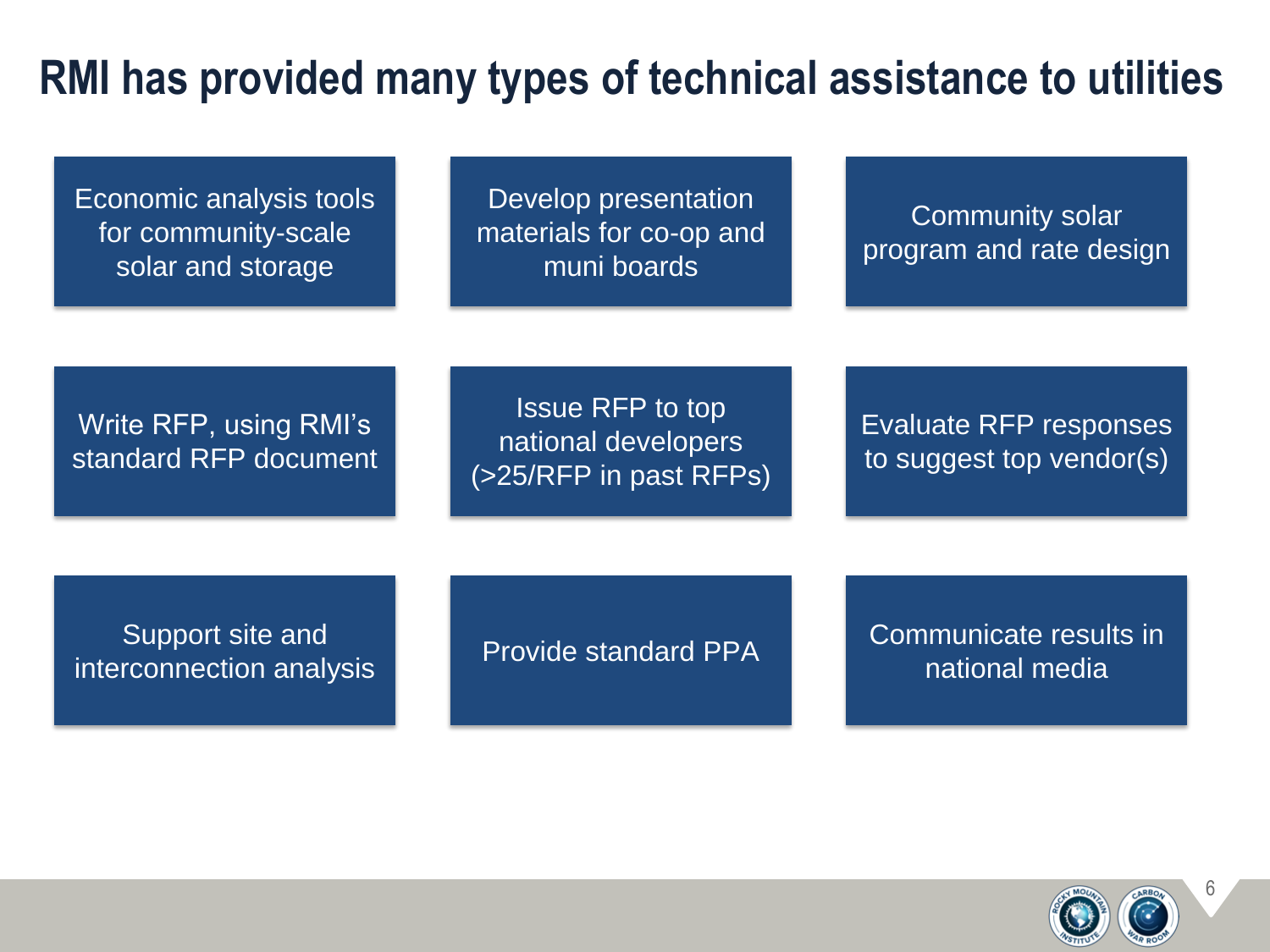# RMI has provided many types of technical assistance to utilities

- Economic analysis tools for community-scale solar and storage
- Develop presentation materials for co-op and muni boards
- Community solar program and rate design
- Write RFP, using RMI's standard RFP document
- Issue RFP to top national developers (>25/RFP in past RFPs)
- Evaluate RFP responses to suggest top vendor(s)
- Support site and interconnection analysis
- Provide standard PPA
- Communicate results in national media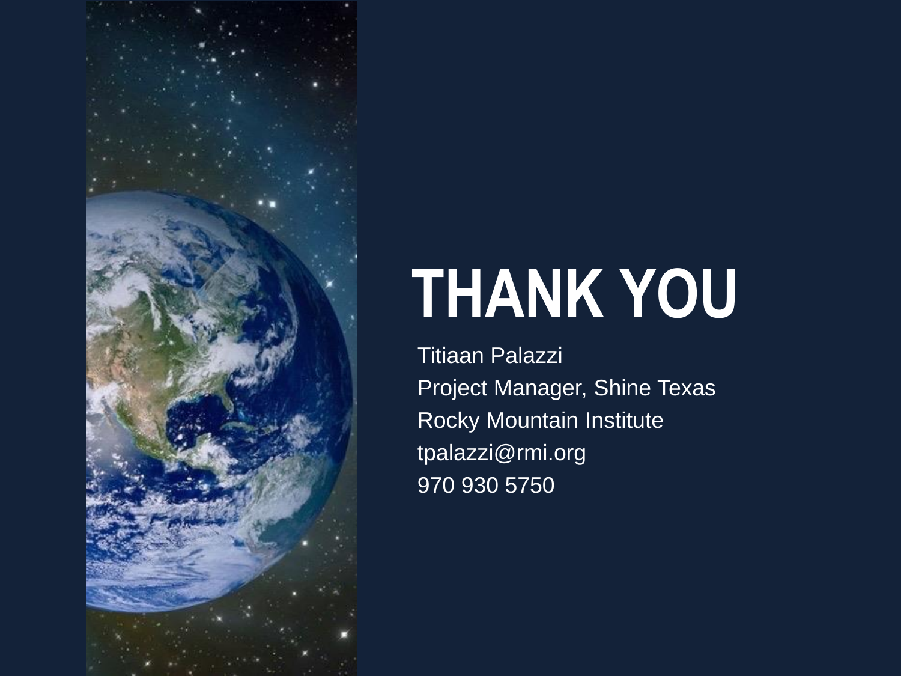# THANK YOU

Titiaan Palazzi
Project Manager, Shine Texas
Rocky Mountain Institute
tpalazzi@rmi.org
970 930 5750